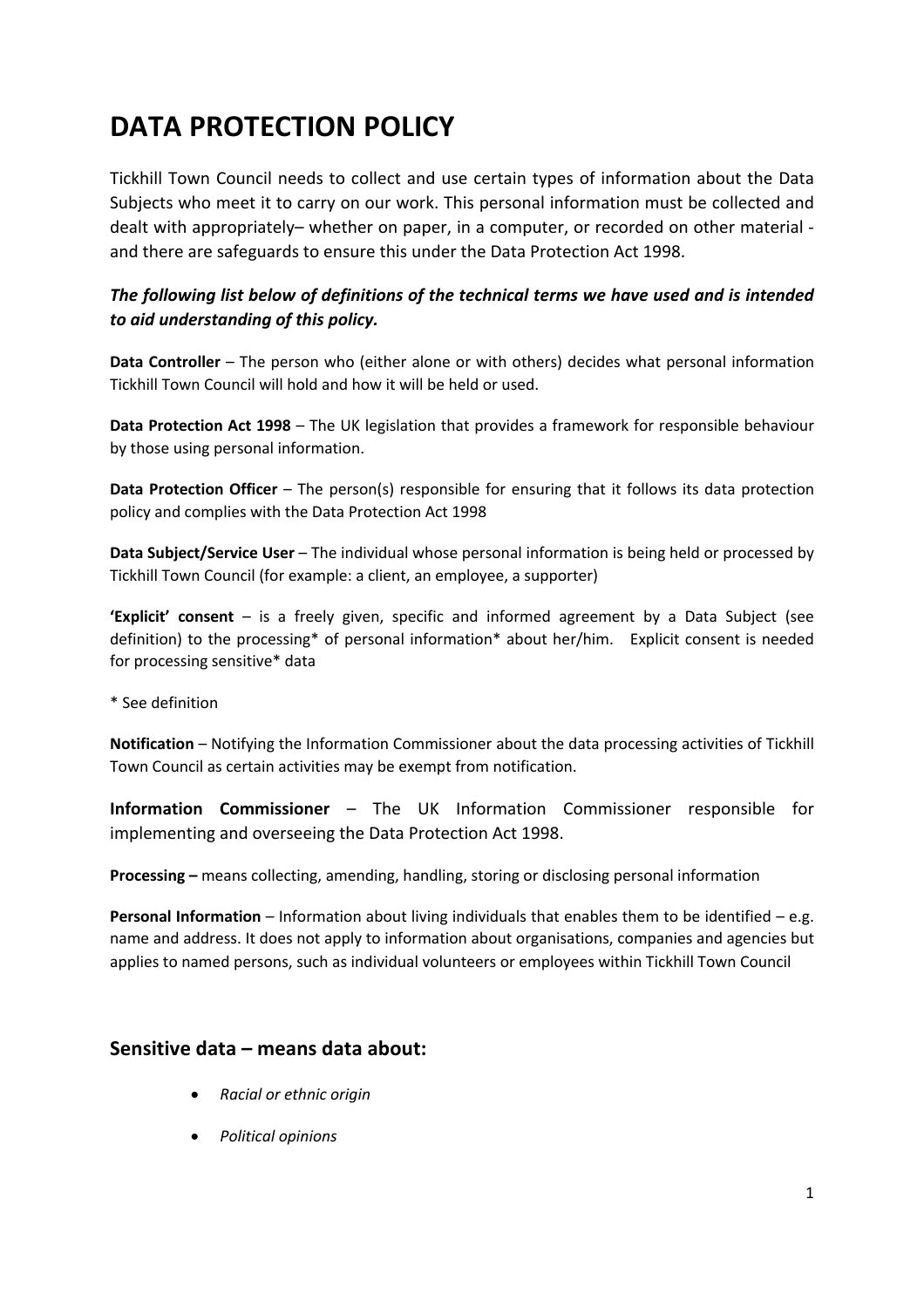# DATA PROTECTION POLICY

Tickhill Town Council needs to collect and use certain types of information about the Data Subjects who meet it to carry on our work. This personal information must be collected and dealt with appropriately– whether on paper, in a computer, or recorded on other material - and there are safeguards to ensure this under the Data Protection Act 1998.

***The following list below of definitions of the technical terms we have used and is intended to aid understanding of this policy.***

**Data Controller** – The person who (either alone or with others) decides what personal information Tickhill Town Council will hold and how it will be held or used.

**Data Protection Act 1998** – The UK legislation that provides a framework for responsible behaviour by those using personal information.

**Data Protection Officer** – The person(s) responsible for ensuring that it follows its data protection policy and complies with the Data Protection Act 1998

**Data Subject/Service User** – The individual whose personal information is being held or processed by Tickhill Town Council (for example: a client, an employee, a supporter)

**'Explicit' consent** – is a freely given, specific and informed agreement by a Data Subject (see definition) to the processing* of personal information* about her/him. Explicit consent is needed for processing sensitive* data

* See definition

**Notification** – Notifying the Information Commissioner about the data processing activities of Tickhill Town Council as certain activities may be exempt from notification.

**Information Commissioner** – The UK Information Commissioner responsible for implementing and overseeing the Data Protection Act 1998.

**Processing –** means collecting, amending, handling, storing or disclosing personal information

**Personal Information** – Information about living individuals that enables them to be identified – e.g. name and address. It does not apply to information about organisations, companies and agencies but applies to named persons, such as individual volunteers or employees within Tickhill Town Council

## Sensitive data – means data about:

- *Racial or ethnic origin*
- *Political opinions*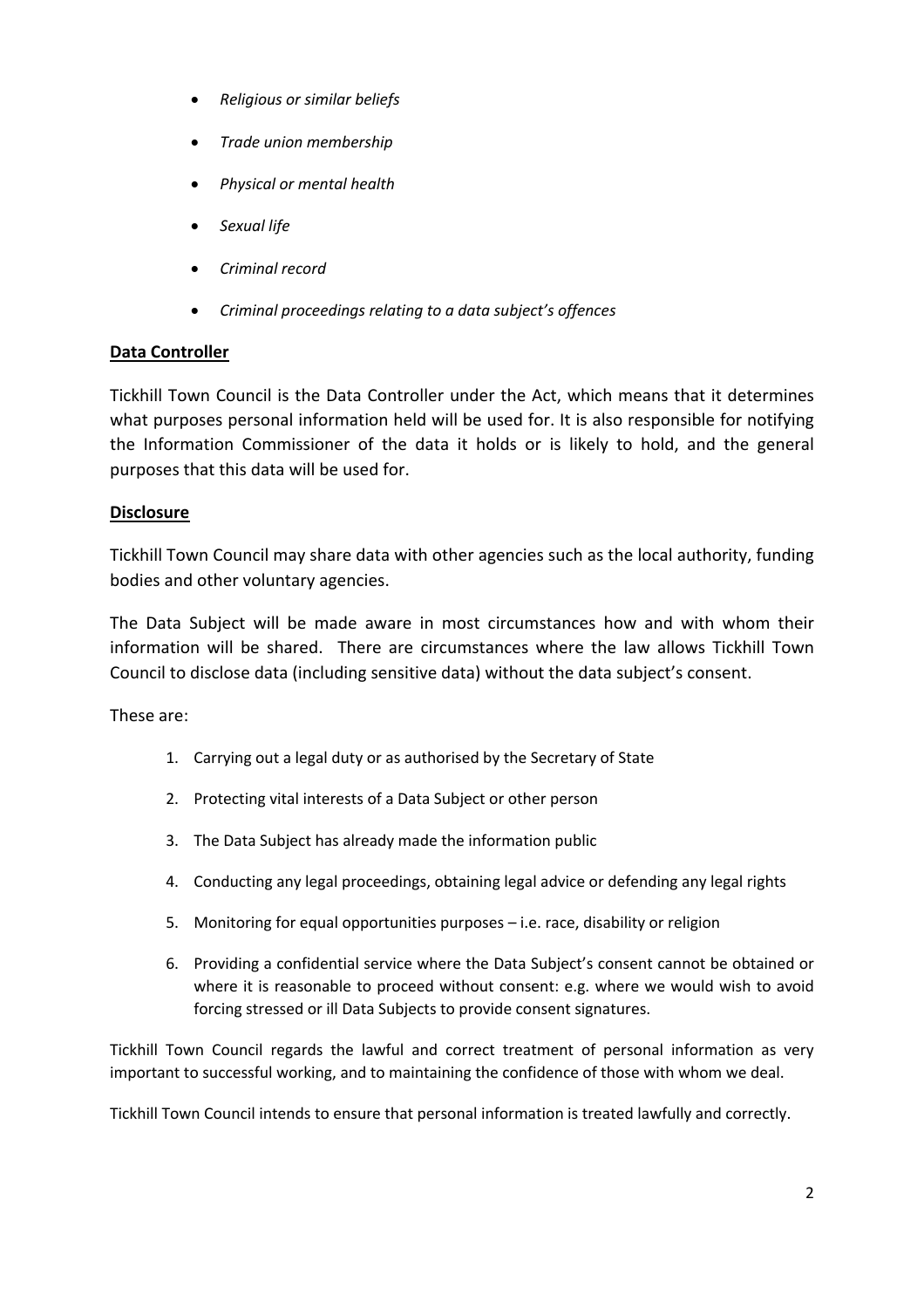- *Religious or similar beliefs*
- *Trade union membership*
- *Physical or mental health*
- *Sexual life*
- *Criminal record*
- *Criminal proceedings relating to a data subject's offences*

**Data Controller**

Tickhill Town Council is the Data Controller under the Act, which means that it determines what purposes personal information held will be used for. It is also responsible for notifying the Information Commissioner of the data it holds or is likely to hold, and the general purposes that this data will be used for.

**Disclosure**

Tickhill Town Council may share data with other agencies such as the local authority, funding bodies and other voluntary agencies.

The Data Subject will be made aware in most circumstances how and with whom their information will be shared. There are circumstances where the law allows Tickhill Town Council to disclose data (including sensitive data) without the data subject's consent.

These are:

1. Carrying out a legal duty or as authorised by the Secretary of State
2. Protecting vital interests of a Data Subject or other person
3. The Data Subject has already made the information public
4. Conducting any legal proceedings, obtaining legal advice or defending any legal rights
5. Monitoring for equal opportunities purposes – i.e. race, disability or religion
6. Providing a confidential service where the Data Subject's consent cannot be obtained or where it is reasonable to proceed without consent: e.g. where we would wish to avoid forcing stressed or ill Data Subjects to provide consent signatures.

Tickhill Town Council regards the lawful and correct treatment of personal information as very important to successful working, and to maintaining the confidence of those with whom we deal.

Tickhill Town Council intends to ensure that personal information is treated lawfully and correctly.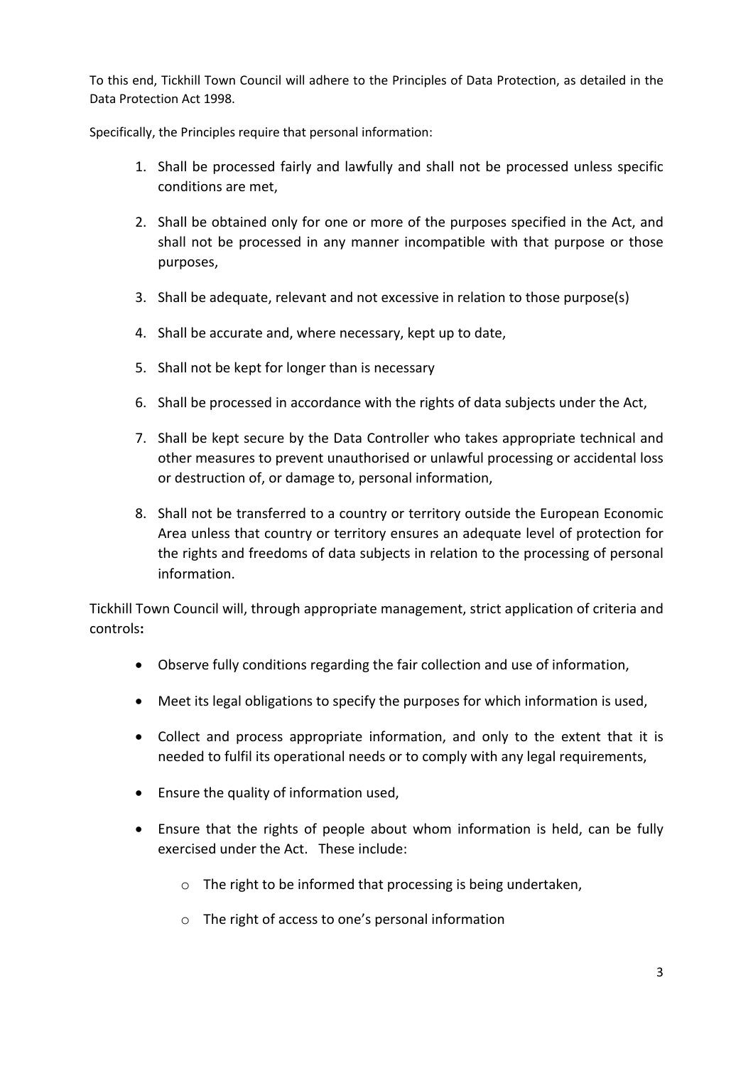To this end, Tickhill Town Council will adhere to the Principles of Data Protection, as detailed in the Data Protection Act 1998.

Specifically, the Principles require that personal information:

1. Shall be processed fairly and lawfully and shall not be processed unless specific conditions are met,

2. Shall be obtained only for one or more of the purposes specified in the Act, and shall not be processed in any manner incompatible with that purpose or those purposes,

3. Shall be adequate, relevant and not excessive in relation to those purpose(s)

4. Shall be accurate and, where necessary, kept up to date,

5. Shall not be kept for longer than is necessary

6. Shall be processed in accordance with the rights of data subjects under the Act,

7. Shall be kept secure by the Data Controller who takes appropriate technical and other measures to prevent unauthorised or unlawful processing or accidental loss or destruction of, or damage to, personal information,

8. Shall not be transferred to a country or territory outside the European Economic Area unless that country or territory ensures an adequate level of protection for the rights and freedoms of data subjects in relation to the processing of personal information.

Tickhill Town Council will, through appropriate management, strict application of criteria and controls**:**

- Observe fully conditions regarding the fair collection and use of information,

- Meet its legal obligations to specify the purposes for which information is used,

- Collect and process appropriate information, and only to the extent that it is needed to fulfil its operational needs or to comply with any legal requirements,

- Ensure the quality of information used,

- Ensure that the rights of people about whom information is held, can be fully exercised under the Act. These include:

    - The right to be informed that processing is being undertaken,

    - The right of access to one's personal information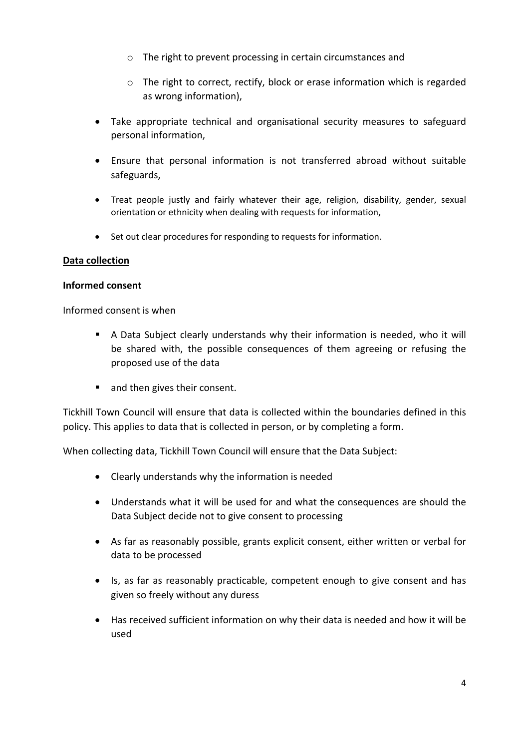- The right to prevent processing in certain circumstances and
    - The right to correct, rectify, block or erase information which is regarded as wrong information),
- Take appropriate technical and organisational security measures to safeguard personal information,
- Ensure that personal information is not transferred abroad without suitable safeguards,
- Treat people justly and fairly whatever their age, religion, disability, gender, sexual orientation or ethnicity when dealing with requests for information,
- Set out clear procedures for responding to requests for information.

**Data collection**

**Informed consent**

Informed consent is when

- A Data Subject clearly understands why their information is needed, who it will be shared with, the possible consequences of them agreeing or refusing the proposed use of the data
- and then gives their consent.

Tickhill Town Council will ensure that data is collected within the boundaries defined in this policy. This applies to data that is collected in person, or by completing a form.

When collecting data, Tickhill Town Council will ensure that the Data Subject:

- Clearly understands why the information is needed
- Understands what it will be used for and what the consequences are should the Data Subject decide not to give consent to processing
- As far as reasonably possible, grants explicit consent, either written or verbal for data to be processed
- Is, as far as reasonably practicable, competent enough to give consent and has given so freely without any duress
- Has received sufficient information on why their data is needed and how it will be used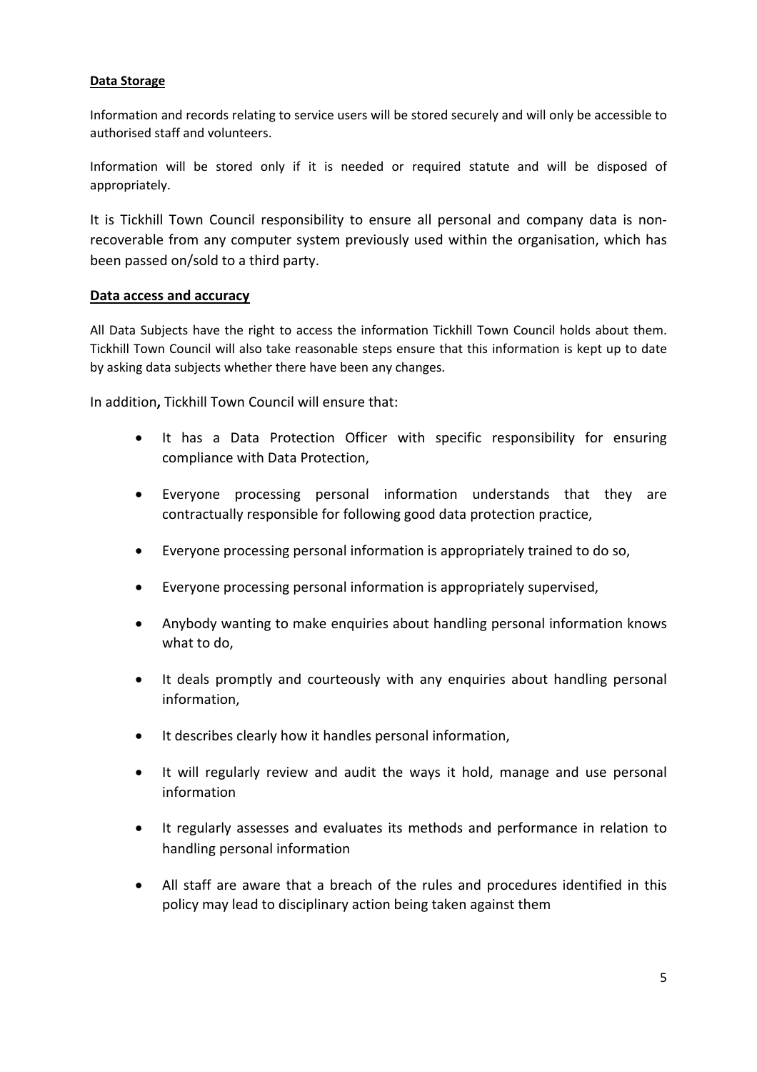**Data Storage**

Information and records relating to service users will be stored securely and will only be accessible to authorised staff and volunteers.

Information will be stored only if it is needed or required statute and will be disposed of appropriately.

It is Tickhill Town Council responsibility to ensure all personal and company data is non-recoverable from any computer system previously used within the organisation, which has been passed on/sold to a third party.

**Data access and accuracy**

All Data Subjects have the right to access the information Tickhill Town Council holds about them. Tickhill Town Council will also take reasonable steps ensure that this information is kept up to date by asking data subjects whether there have been any changes.

In addition**,** Tickhill Town Council will ensure that:

- It has a Data Protection Officer with specific responsibility for ensuring compliance with Data Protection,
- Everyone processing personal information understands that they are contractually responsible for following good data protection practice,
- Everyone processing personal information is appropriately trained to do so,
- Everyone processing personal information is appropriately supervised,
- Anybody wanting to make enquiries about handling personal information knows what to do,
- It deals promptly and courteously with any enquiries about handling personal information,
- It describes clearly how it handles personal information,
- It will regularly review and audit the ways it hold, manage and use personal information
- It regularly assesses and evaluates its methods and performance in relation to handling personal information
- All staff are aware that a breach of the rules and procedures identified in this policy may lead to disciplinary action being taken against them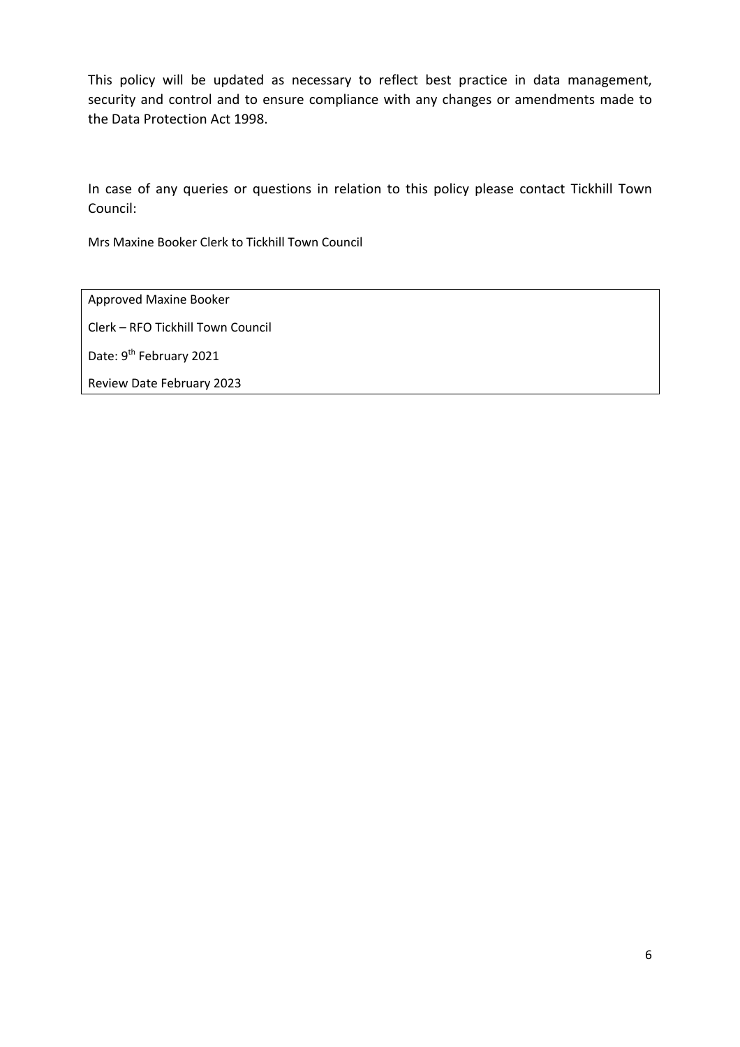This policy will be updated as necessary to reflect best practice in data management, security and control and to ensure compliance with any changes or amendments made to the Data Protection Act 1998.

In case of any queries or questions in relation to this policy please contact Tickhill Town Council:

Mrs Maxine Booker Clerk to Tickhill Town Council

| |
|---|
| Approved Maxine Booker<br>Clerk – RFO Tickhill Town Council<br>Date: 9th February 2021<br>Review Date February 2023 |